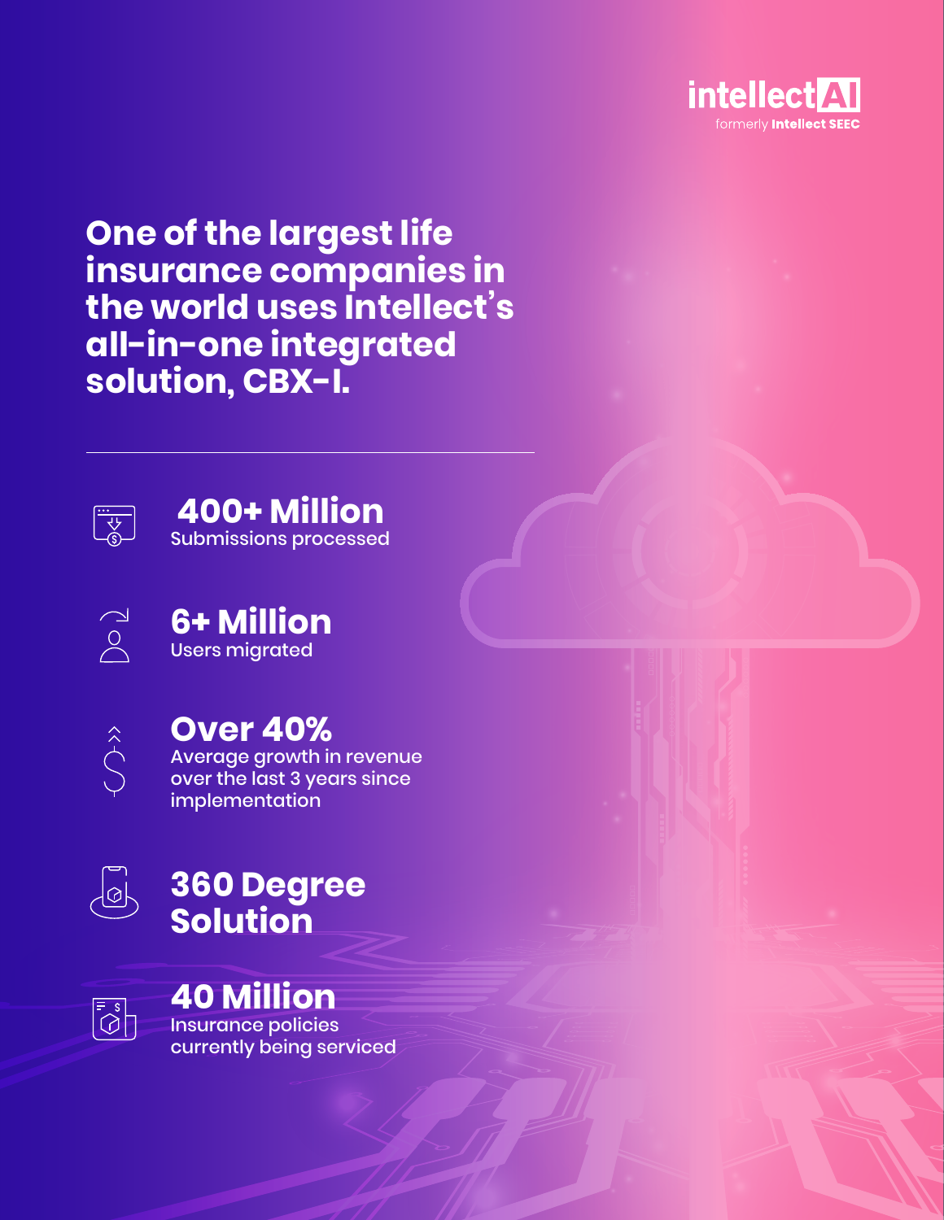intellect AI

formerly Intellect SEEC

# One of the largest life insurance companies in the world uses Intellect's all-in-one integrated solution, CBX-I.

**400+ Million**
Submissions processed

**6+ Million**
Users migrated

**Over 40%**
Average growth in revenue over the last 3 years since implementation

**360 Degree Solution**

**40 Million**
Insurance policies currently being serviced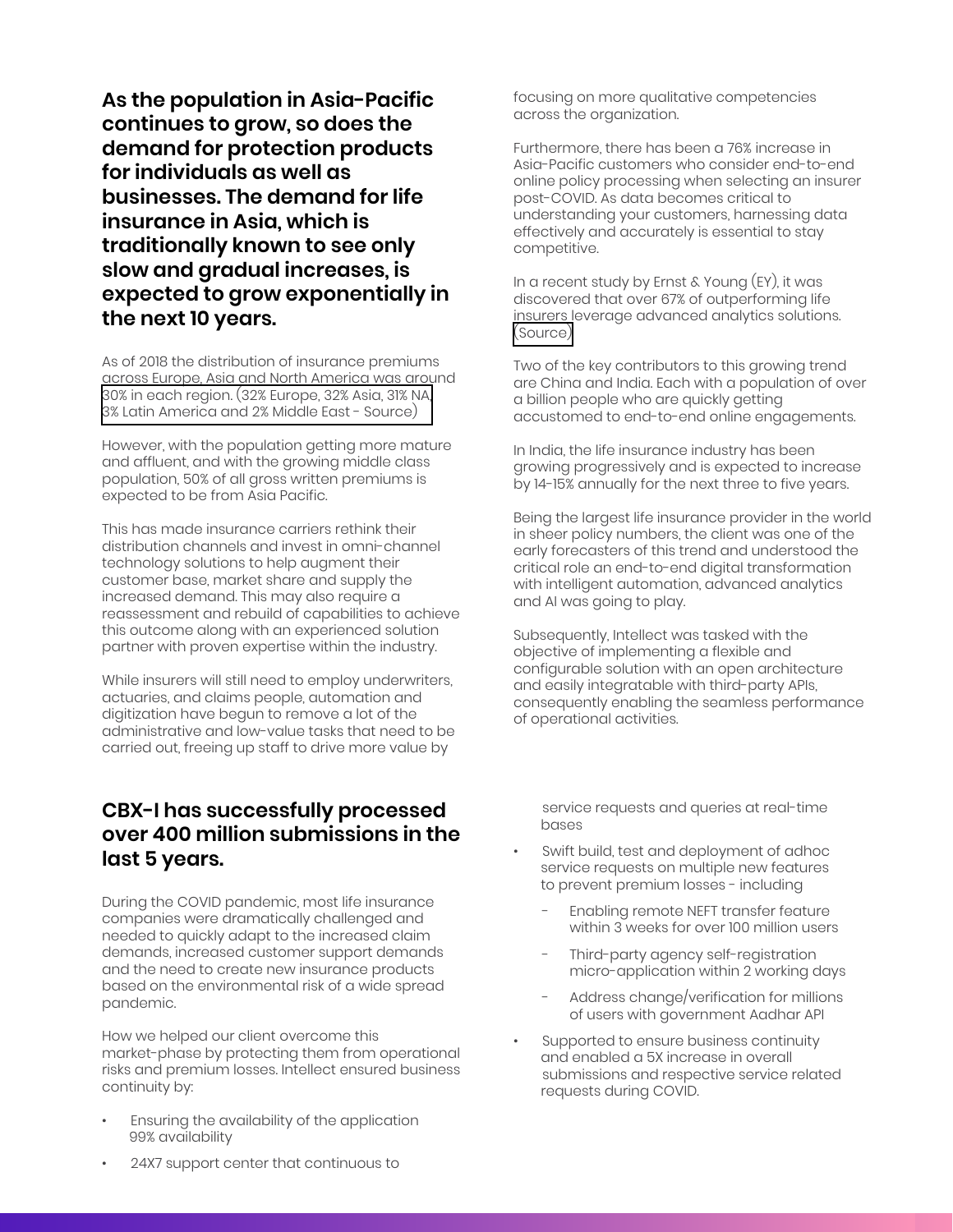**As the population in Asia-Pacific continues to grow, so does the demand for protection products for individuals as well as businesses. The demand for life insurance in Asia, which is traditionally known to see only slow and gradual increases, is expected to grow exponentially in the next 10 years.**

As of 2018 the distribution of insurance premiums across Europe, Asia and North America was around 30% in each region. (32% Europe, 32% Asia, 31% NA, 3% Latin America and 2% Middle East - Source)

However, with the population getting more mature and affluent, and with the growing middle class population, 50% of all gross written premiums is expected to be from Asia Pacific.

This has made insurance carriers rethink their distribution channels and invest in omni-channel technology solutions to help augment their customer base, market share and supply the increased demand. This may also require a reassessment and rebuild of capabilities to achieve this outcome along with an experienced solution partner with proven expertise within the industry.

While insurers will still need to employ underwriters, actuaries, and claims people, automation and digitization have begun to remove a lot of the administrative and low-value tasks that need to be carried out, freeing up staff to drive more value by focusing on more qualitative competencies across the organization.

Furthermore, there has been a 76% increase in Asia-Pacific customers who consider end-to-end online policy processing when selecting an insurer post-COVID. As data becomes critical to understanding your customers, harnessing data effectively and accurately is essential to stay competitive.

In a recent study by Ernst & Young (EY), it was discovered that over 67% of outperforming life insurers leverage advanced analytics solutions. (Source)

Two of the key contributors to this growing trend are China and India. Each with a population of over a billion people who are quickly getting accustomed to end-to-end online engagements.

In India, the life insurance industry has been growing progressively and is expected to increase by 14-15% annually for the next three to five years.

Being the largest life insurance provider in the world in sheer policy numbers, the client was one of the early forecasters of this trend and understood the critical role an end-to-end digital transformation with intelligent automation, advanced analytics and AI was going to play.

Subsequently, Intellect was tasked with the objective of implementing a flexible and configurable solution with an open architecture and easily integratable with third-party APIs, consequently enabling the seamless performance of operational activities.

## CBX-I has successfully processed over 400 million submissions in the last 5 years.

During the COVID pandemic, most life insurance companies were dramatically challenged and needed to quickly adapt to the increased claim demands, increased customer support demands and the need to create new insurance products based on the environmental risk of a wide spread pandemic.

How we helped our client overcome this market-phase by protecting them from operational risks and premium losses. Intellect ensured business continuity by:

- Ensuring the availability of the application 99% availability
- 24X7 support center that continuous to service requests and queries at real-time bases
- Swift build, test and deployment of adhoc service requests on multiple new features to prevent premium losses - including
  - Enabling remote NEFT transfer feature within 3 weeks for over 100 million users
  - Third-party agency self-registration micro-application within 2 working days
  - Address change/verification for millions of users with government Aadhar API
- Supported to ensure business continuity and enabled a 5X increase in overall submissions and respective service related requests during COVID.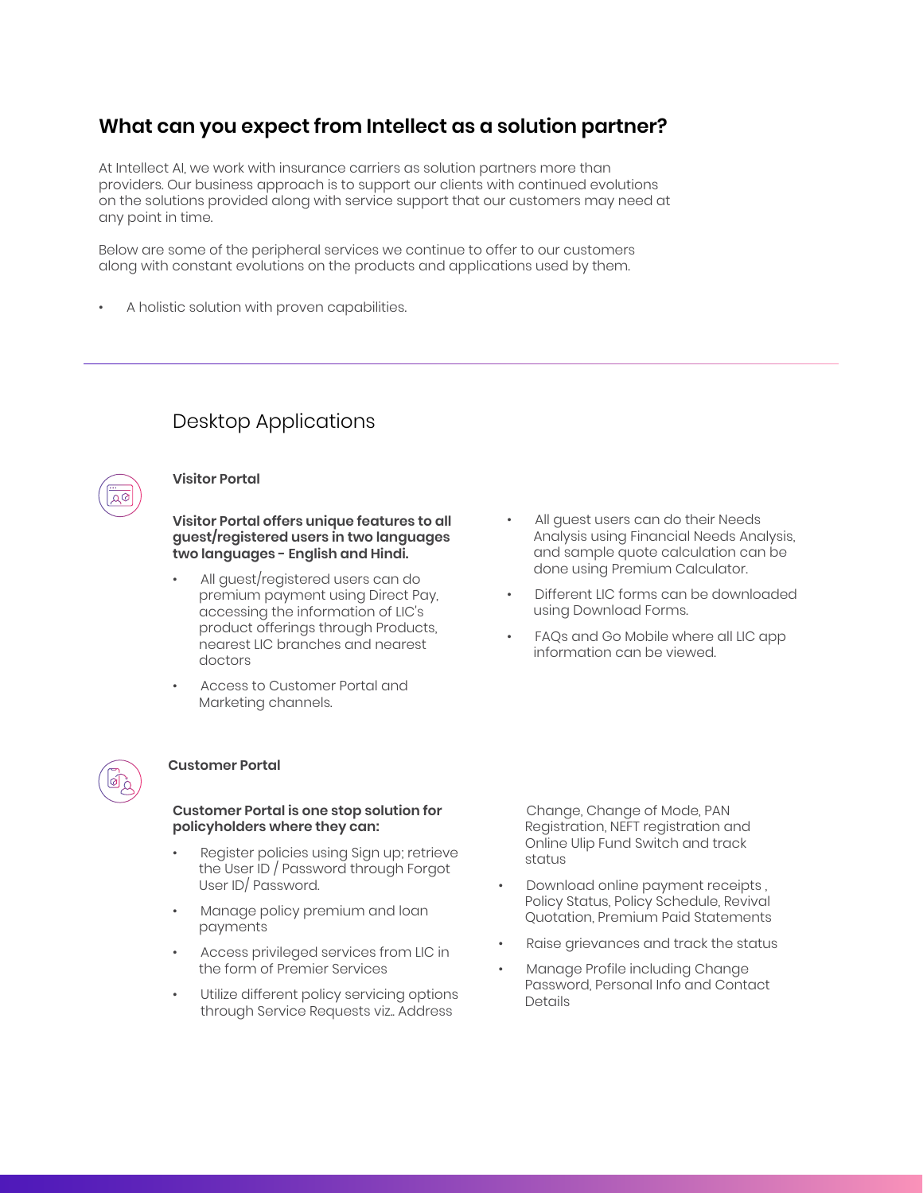## What can you expect from Intellect as a solution partner?

At Intellect AI, we work with insurance carriers as solution partners more than providers. Our business approach is to support our clients with continued evolutions on the solutions provided along with service support that our customers may need at any point in time.

Below are some of the peripheral services we continue to offer to our customers along with constant evolutions on the products and applications used by them.

- A holistic solution with proven capabilities.

---

### Desktop Applications

#### Visitor Portal

**Visitor Portal offers unique features to all guest/registered users in two languages two languages - English and Hindi.**

- All guest/registered users can do premium payment using Direct Pay, accessing the information of LIC's product offerings through Products, nearest LIC branches and nearest doctors
- Access to Customer Portal and Marketing channels.
- All guest users can do their Needs Analysis using Financial Needs Analysis, and sample quote calculation can be done using Premium Calculator.
- Different LIC forms can be downloaded using Download Forms.
- FAQs and Go Mobile where all LIC app information can be viewed.

#### Customer Portal

**Customer Portal is one stop solution for policyholders where they can:**

- Register policies using Sign up; retrieve the User ID / Password through Forgot User ID/ Password.
- Manage policy premium and loan payments
- Access privileged services from LIC in the form of Premier Services
- Utilize different policy servicing options through Service Requests viz.. Address Change, Change of Mode, PAN Registration, NEFT registration and Online Ulip Fund Switch and track status
- Download online payment receipts , Policy Status, Policy Schedule, Revival Quotation, Premium Paid Statements
- Raise grievances and track the status
- Manage Profile including Change Password, Personal Info and Contact Details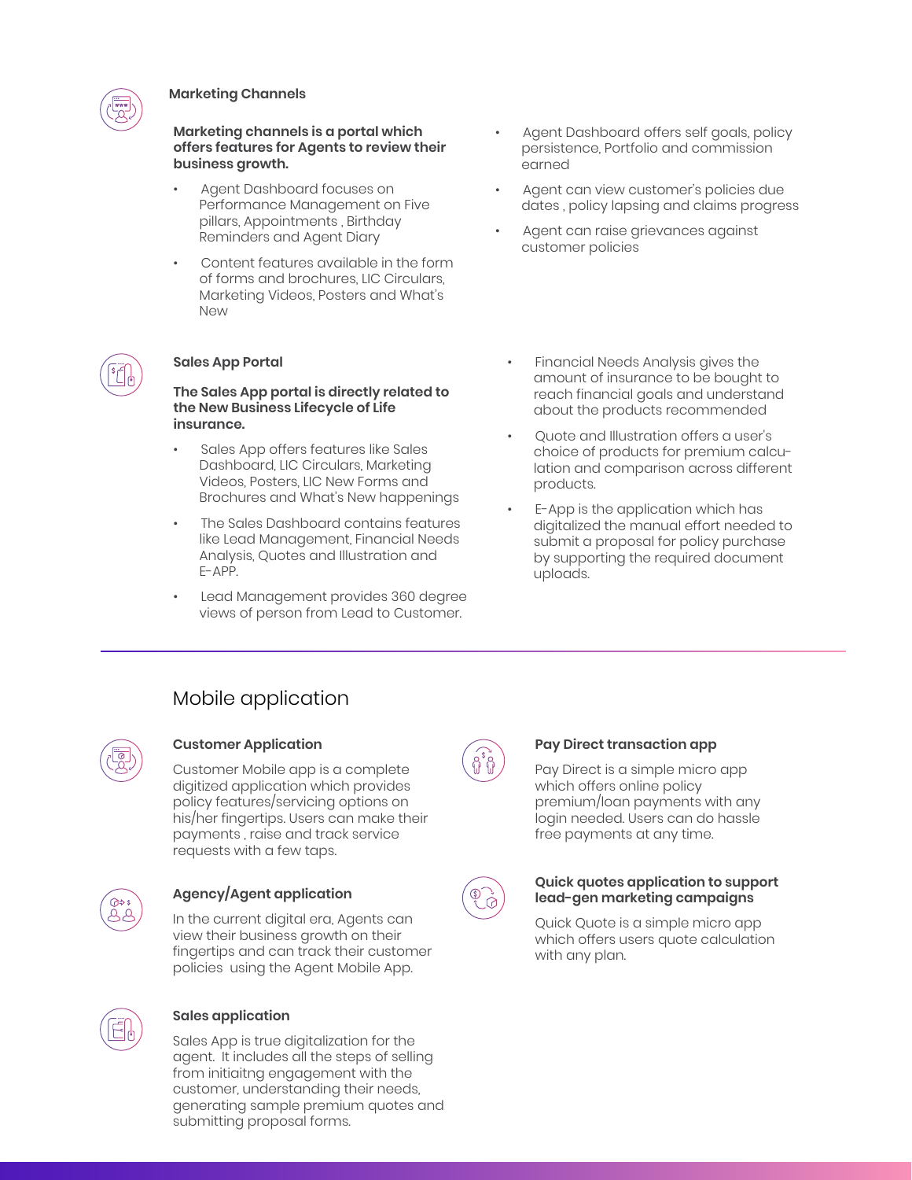### Marketing Channels

**Marketing channels is a portal which offers features for Agents to review their business growth.**

- Agent Dashboard focuses on Performance Management on Five pillars, Appointments , Birthday Reminders and Agent Diary
- Content features available in the form of forms and brochures, LIC Circulars, Marketing Videos, Posters and What's New
- Agent Dashboard offers self goals, policy persistence, Portfolio and commission earned
- Agent can view customer's policies due dates , policy lapsing and claims progress
- Agent can raise grievances against customer policies

### Sales App Portal

**The Sales App portal is directly related to the New Business Lifecycle of Life insurance.**

- Sales App offers features like Sales Dashboard, LIC Circulars, Marketing Videos, Posters, LIC New Forms and Brochures and What's New happenings
- The Sales Dashboard contains features like Lead Management, Financial Needs Analysis, Quotes and Illustration and E-APP.
- Lead Management provides 360 degree views of person from Lead to Customer.
- Financial Needs Analysis gives the amount of insurance to be bought to reach financial goals and understand about the products recommended
- Quote and Illustration offers a user's choice of products for premium calculation and comparison across different products.
- E-App is the application which has digitalized the manual effort needed to submit a proposal for policy purchase by supporting the required document uploads.

## Mobile application

### Customer Application

Customer Mobile app is a complete digitized application which provides policy features/servicing options on his/her fingertips. Users can make their payments , raise and track service requests with a few taps.

### Agency/Agent application

In the current digital era, Agents can view their business growth on their fingertips and can track their customer policies using the Agent Mobile App.

### Sales application

Sales App is true digitalization for the agent. It includes all the steps of selling from initiaitng engagement with the customer, understanding their needs, generating sample premium quotes and submitting proposal forms.

### Pay Direct transaction app

Pay Direct is a simple micro app which offers online policy premium/loan payments with any login needed. Users can do hassle free payments at any time.

### Quick quotes application to support lead-gen marketing campaigns

Quick Quote is a simple micro app which offers users quote calculation with any plan.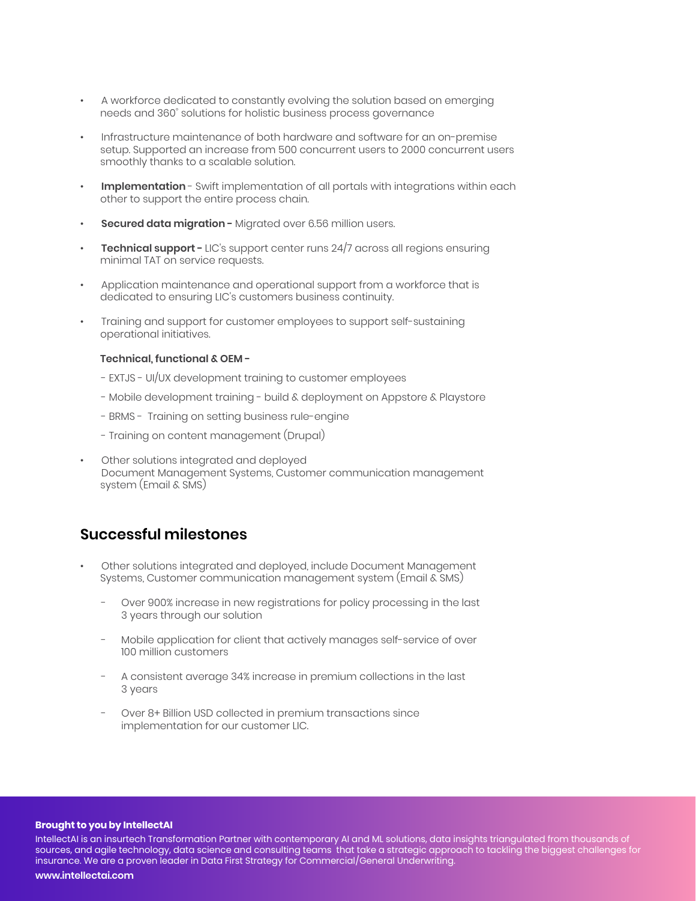- A workforce dedicated to constantly evolving the solution based on emerging needs and 360° solutions for holistic business process governance

- Infrastructure maintenance of both hardware and software for an on-premise setup. Supported an increase from 500 concurrent users to 2000 concurrent users smoothly thanks to a scalable solution.

- **Implementation** - Swift implementation of all portals with integrations within each other to support the entire process chain.

- **Secured data migration -** Migrated over 6.56 million users.

- **Technical support -** LIC's support center runs 24/7 across all regions ensuring minimal TAT on service requests.

- Application maintenance and operational support from a workforce that is dedicated to ensuring LIC's customers business continuity.

- Training and support for customer employees to support self-sustaining operational initiatives.

  **Technical, functional & OEM -**

  - EXTJS - UI/UX development training to customer employees
  - Mobile development training - build & deployment on Appstore & Playstore
  - BRMS - Training on setting business rule-engine
  - Training on content management (Drupal)

- Other solutions integrated and deployed
  Document Management Systems, Customer communication management system (Email & SMS)

## Successful milestones

- Other solutions integrated and deployed, include Document Management Systems, Customer communication management system (Email & SMS)

  - Over 900% increase in new registrations for policy processing in the last 3 years through our solution
  - Mobile application for client that actively manages self-service of over 100 million customers
  - A consistent average 34% increase in premium collections in the last 3 years
  - Over 8+ Billion USD collected in premium transactions since implementation for our customer LIC.

**Brought to you by IntellectAI**

IntellectAI is an insurtech Transformation Partner with contemporary AI and ML solutions, data insights triangulated from thousands of sources, and agile technology, data science and consulting teams that take a strategic approach to tackling the biggest challenges for insurance. We are a proven leader in Data First Strategy for Commercial/General Underwriting.

**www.intellectai.com**